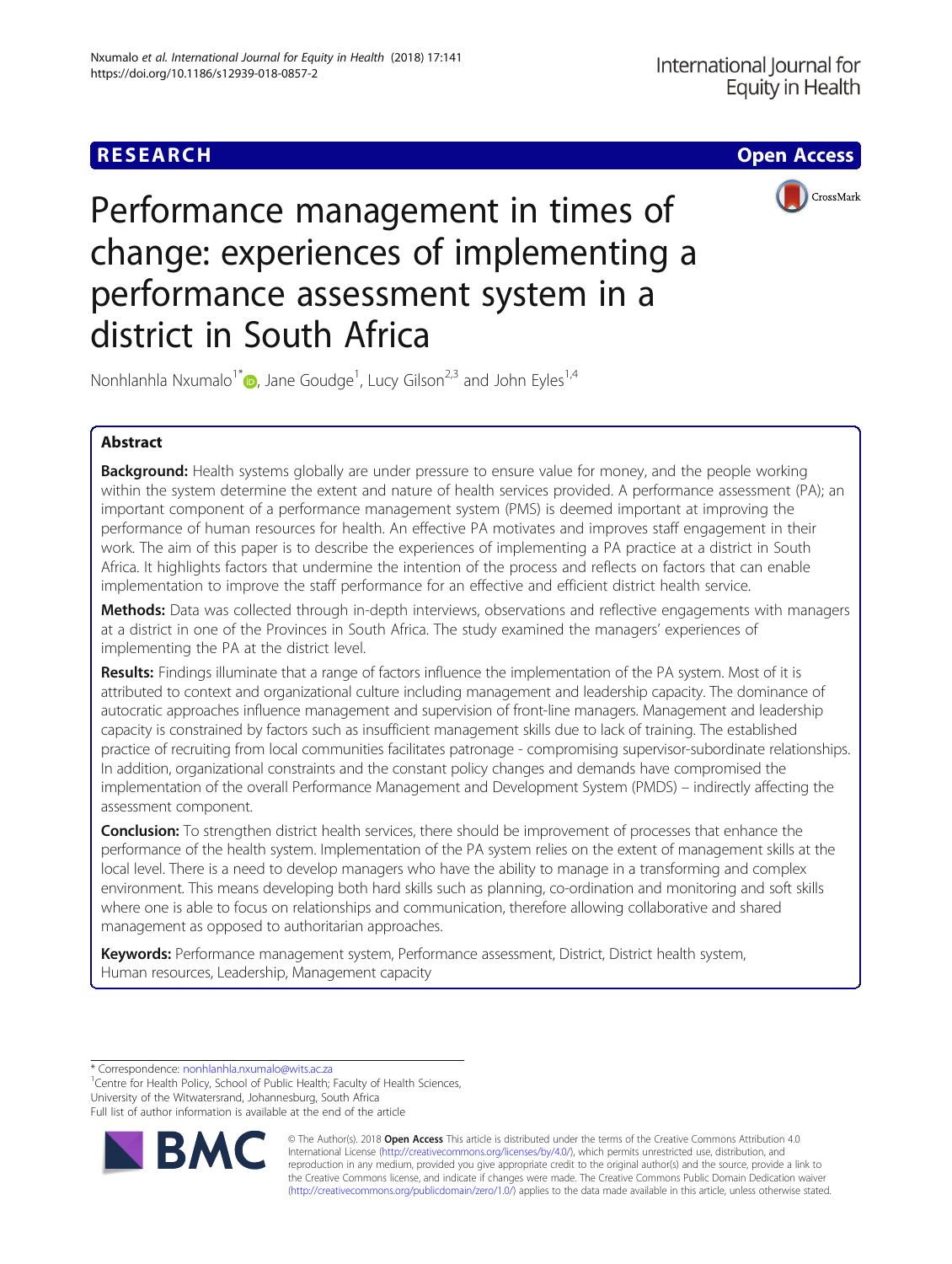RESEARCH

Open Access

# Performance management in times of change: experiences of implementing a performance assessment system in a district in South Africa

Nonhlanhla Nxumalo[1*], Jane Goudge[1], Lucy Gilson[2,3] and John Eyles[1,4]

## Abstract

**Background:** Health systems globally are under pressure to ensure value for money, and the people working within the system determine the extent and nature of health services provided. A performance assessment (PA); an important component of a performance management system (PMS) is deemed important at improving the performance of human resources for health. An effective PA motivates and improves staff engagement in their work. The aim of this paper is to describe the experiences of implementing a PA practice at a district in South Africa. It highlights factors that undermine the intention of the process and reflects on factors that can enable implementation to improve the staff performance for an effective and efficient district health service.

**Methods:** Data was collected through in-depth interviews, observations and reflective engagements with managers at a district in one of the Provinces in South Africa. The study examined the managers' experiences of implementing the PA at the district level.

**Results:** Findings illuminate that a range of factors influence the implementation of the PA system. Most of it is attributed to context and organizational culture including management and leadership capacity. The dominance of autocratic approaches influence management and supervision of front-line managers. Management and leadership capacity is constrained by factors such as insufficient management skills due to lack of training. The established practice of recruiting from local communities facilitates patronage - compromising supervisor-subordinate relationships. In addition, organizational constraints and the constant policy changes and demands have compromised the implementation of the overall Performance Management and Development System (PMDS) – indirectly affecting the assessment component.

**Conclusion:** To strengthen district health services, there should be improvement of processes that enhance the performance of the health system. Implementation of the PA system relies on the extent of management skills at the local level. There is a need to develop managers who have the ability to manage in a transforming and complex environment. This means developing both hard skills such as planning, co-ordination and monitoring and soft skills where one is able to focus on relationships and communication, therefore allowing collaborative and shared management as opposed to authoritarian approaches.

**Keywords:** Performance management system, Performance assessment, District, District health system, Human resources, Leadership, Management capacity

---

* Correspondence: nonhlanhla.nxumalo@wits.ac.za

[1]Centre for Health Policy, School of Public Health; Faculty of Health Sciences, University of the Witwatersrand, Johannesburg, South Africa

Full list of author information is available at the end of the article

© The Author(s). 2018 **Open Access** This article is distributed under the terms of the Creative Commons Attribution 4.0 International License (http://creativecommons.org/licenses/by/4.0/), which permits unrestricted use, distribution, and reproduction in any medium, provided you give appropriate credit to the original author(s) and the source, provide a link to the Creative Commons license, and indicate if changes were made. The Creative Commons Public Domain Dedication waiver (http://creativecommons.org/publicdomain/zero/1.0/) applies to the data made available in this article, unless otherwise stated.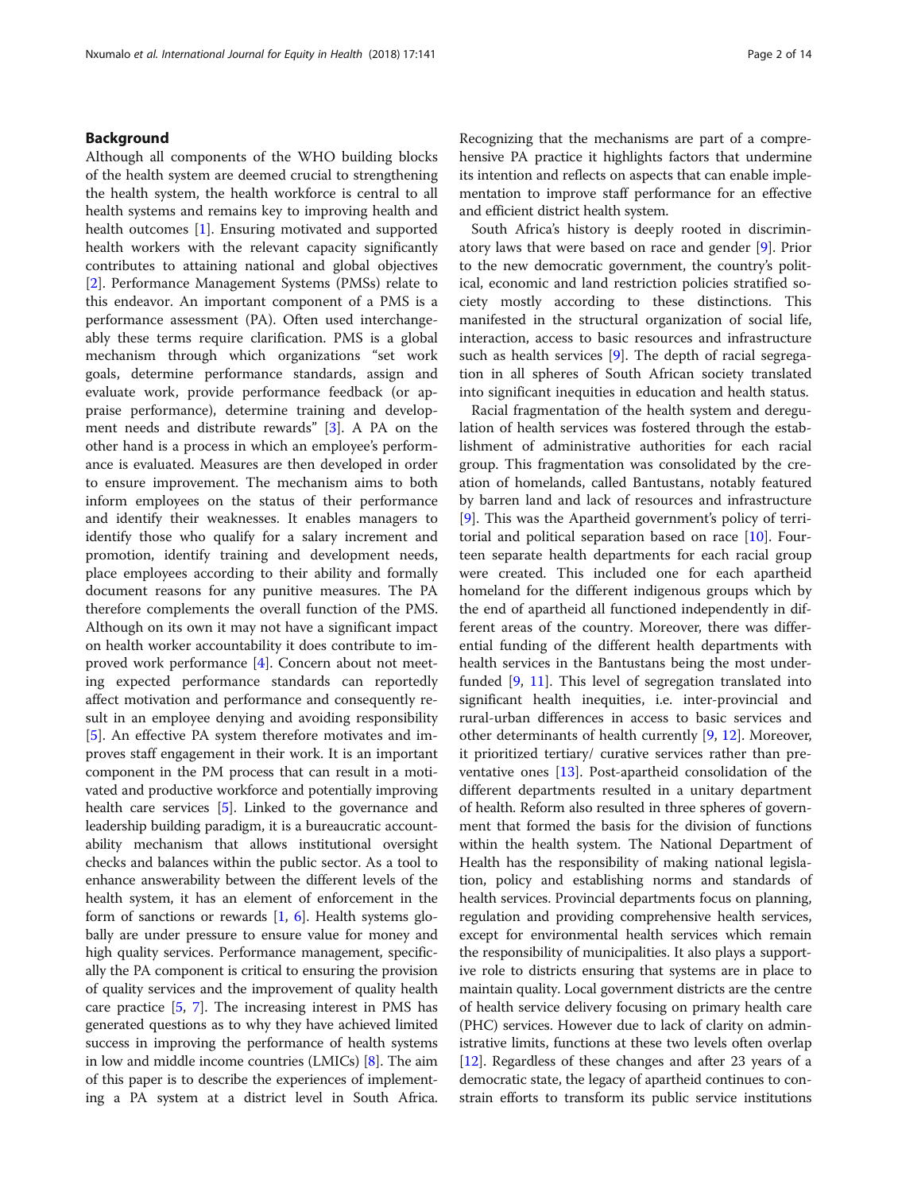## Background

Although all components of the WHO building blocks of the health system are deemed crucial to strengthening the health system, the health workforce is central to all health systems and remains key to improving health and health outcomes [1]. Ensuring motivated and supported health workers with the relevant capacity significantly contributes to attaining national and global objectives [2]. Performance Management Systems (PMSs) relate to this endeavor. An important component of a PMS is a performance assessment (PA). Often used interchangeably these terms require clarification. PMS is a global mechanism through which organizations "set work goals, determine performance standards, assign and evaluate work, provide performance feedback (or appraise performance), determine training and development needs and distribute rewards" [3]. A PA on the other hand is a process in which an employee's performance is evaluated. Measures are then developed in order to ensure improvement. The mechanism aims to both inform employees on the status of their performance and identify their weaknesses. It enables managers to identify those who qualify for a salary increment and promotion, identify training and development needs, place employees according to their ability and formally document reasons for any punitive measures. The PA therefore complements the overall function of the PMS. Although on its own it may not have a significant impact on health worker accountability it does contribute to improved work performance [4]. Concern about not meeting expected performance standards can reportedly affect motivation and performance and consequently result in an employee denying and avoiding responsibility [5]. An effective PA system therefore motivates and improves staff engagement in their work. It is an important component in the PM process that can result in a motivated and productive workforce and potentially improving health care services [5]. Linked to the governance and leadership building paradigm, it is a bureaucratic accountability mechanism that allows institutional oversight checks and balances within the public sector. As a tool to enhance answerability between the different levels of the health system, it has an element of enforcement in the form of sanctions or rewards [1, 6]. Health systems globally are under pressure to ensure value for money and high quality services. Performance management, specifically the PA component is critical to ensuring the provision of quality services and the improvement of quality health care practice [5, 7]. The increasing interest in PMS has generated questions as to why they have achieved limited success in improving the performance of health systems in low and middle income countries (LMICs) [8]. The aim of this paper is to describe the experiences of implementing a PA system at a district level in South Africa. Recognizing that the mechanisms are part of a comprehensive PA practice it highlights factors that undermine its intention and reflects on aspects that can enable implementation to improve staff performance for an effective and efficient district health system.

South Africa's history is deeply rooted in discriminatory laws that were based on race and gender [9]. Prior to the new democratic government, the country's political, economic and land restriction policies stratified society mostly according to these distinctions. This manifested in the structural organization of social life, interaction, access to basic resources and infrastructure such as health services [9]. The depth of racial segregation in all spheres of South African society translated into significant inequities in education and health status.

Racial fragmentation of the health system and deregulation of health services was fostered through the establishment of administrative authorities for each racial group. This fragmentation was consolidated by the creation of homelands, called Bantustans, notably featured by barren land and lack of resources and infrastructure [9]. This was the Apartheid government's policy of territorial and political separation based on race [10]. Fourteen separate health departments for each racial group were created. This included one for each apartheid homeland for the different indigenous groups which by the end of apartheid all functioned independently in different areas of the country. Moreover, there was differential funding of the different health departments with health services in the Bantustans being the most underfunded [9, 11]. This level of segregation translated into significant health inequities, i.e. inter-provincial and rural-urban differences in access to basic services and other determinants of health currently [9, 12]. Moreover, it prioritized tertiary/ curative services rather than preventative ones [13]. Post-apartheid consolidation of the different departments resulted in a unitary department of health. Reform also resulted in three spheres of government that formed the basis for the division of functions within the health system. The National Department of Health has the responsibility of making national legislation, policy and establishing norms and standards of health services. Provincial departments focus on planning, regulation and providing comprehensive health services, except for environmental health services which remain the responsibility of municipalities. It also plays a supportive role to districts ensuring that systems are in place to maintain quality. Local government districts are the centre of health service delivery focusing on primary health care (PHC) services. However due to lack of clarity on administrative limits, functions at these two levels often overlap [12]. Regardless of these changes and after 23 years of a democratic state, the legacy of apartheid continues to constrain efforts to transform its public service institutions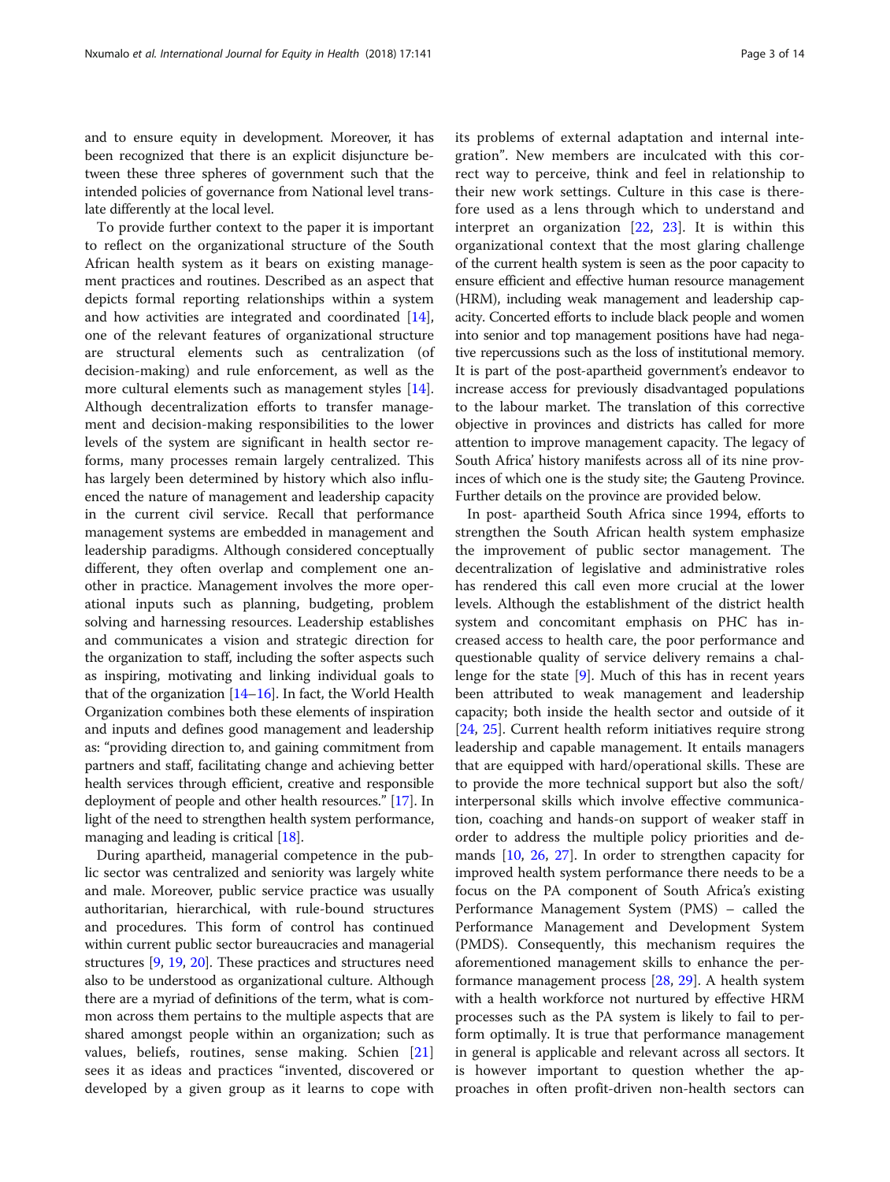and to ensure equity in development. Moreover, it has been recognized that there is an explicit disjuncture between these three spheres of government such that the intended policies of governance from National level translate differently at the local level.

To provide further context to the paper it is important to reflect on the organizational structure of the South African health system as it bears on existing management practices and routines. Described as an aspect that depicts formal reporting relationships within a system and how activities are integrated and coordinated [14], one of the relevant features of organizational structure are structural elements such as centralization (of decision-making) and rule enforcement, as well as the more cultural elements such as management styles [14]. Although decentralization efforts to transfer management and decision-making responsibilities to the lower levels of the system are significant in health sector reforms, many processes remain largely centralized. This has largely been determined by history which also influenced the nature of management and leadership capacity in the current civil service. Recall that performance management systems are embedded in management and leadership paradigms. Although considered conceptually different, they often overlap and complement one another in practice. Management involves the more operational inputs such as planning, budgeting, problem solving and harnessing resources. Leadership establishes and communicates a vision and strategic direction for the organization to staff, including the softer aspects such as inspiring, motivating and linking individual goals to that of the organization [14–16]. In fact, the World Health Organization combines both these elements of inspiration and inputs and defines good management and leadership as: "providing direction to, and gaining commitment from partners and staff, facilitating change and achieving better health services through efficient, creative and responsible deployment of people and other health resources." [17]. In light of the need to strengthen health system performance, managing and leading is critical [18].

During apartheid, managerial competence in the public sector was centralized and seniority was largely white and male. Moreover, public service practice was usually authoritarian, hierarchical, with rule-bound structures and procedures. This form of control has continued within current public sector bureaucracies and managerial structures [9, 19, 20]. These practices and structures need also to be understood as organizational culture. Although there are a myriad of definitions of the term, what is common across them pertains to the multiple aspects that are shared amongst people within an organization; such as values, beliefs, routines, sense making. Schien [21] sees it as ideas and practices "invented, discovered or developed by a given group as it learns to cope with its problems of external adaptation and internal integration". New members are inculcated with this correct way to perceive, think and feel in relationship to their new work settings. Culture in this case is therefore used as a lens through which to understand and interpret an organization [22, 23]. It is within this organizational context that the most glaring challenge of the current health system is seen as the poor capacity to ensure efficient and effective human resource management (HRM), including weak management and leadership capacity. Concerted efforts to include black people and women into senior and top management positions have had negative repercussions such as the loss of institutional memory. It is part of the post-apartheid government's endeavor to increase access for previously disadvantaged populations to the labour market. The translation of this corrective objective in provinces and districts has called for more attention to improve management capacity. The legacy of South Africa' history manifests across all of its nine provinces of which one is the study site; the Gauteng Province. Further details on the province are provided below.

In post- apartheid South Africa since 1994, efforts to strengthen the South African health system emphasize the improvement of public sector management. The decentralization of legislative and administrative roles has rendered this call even more crucial at the lower levels. Although the establishment of the district health system and concomitant emphasis on PHC has increased access to health care, the poor performance and questionable quality of service delivery remains a challenge for the state [9]. Much of this has in recent years been attributed to weak management and leadership capacity; both inside the health sector and outside of it [24, 25]. Current health reform initiatives require strong leadership and capable management. It entails managers that are equipped with hard/operational skills. These are to provide the more technical support but also the soft/interpersonal skills which involve effective communication, coaching and hands-on support of weaker staff in order to address the multiple policy priorities and demands [10, 26, 27]. In order to strengthen capacity for improved health system performance there needs to be a focus on the PA component of South Africa's existing Performance Management System (PMS) – called the Performance Management and Development System (PMDS). Consequently, this mechanism requires the aforementioned management skills to enhance the performance management process [28, 29]. A health system with a health workforce not nurtured by effective HRM processes such as the PA system is likely to fail to perform optimally. It is true that performance management in general is applicable and relevant across all sectors. It is however important to question whether the approaches in often profit-driven non-health sectors can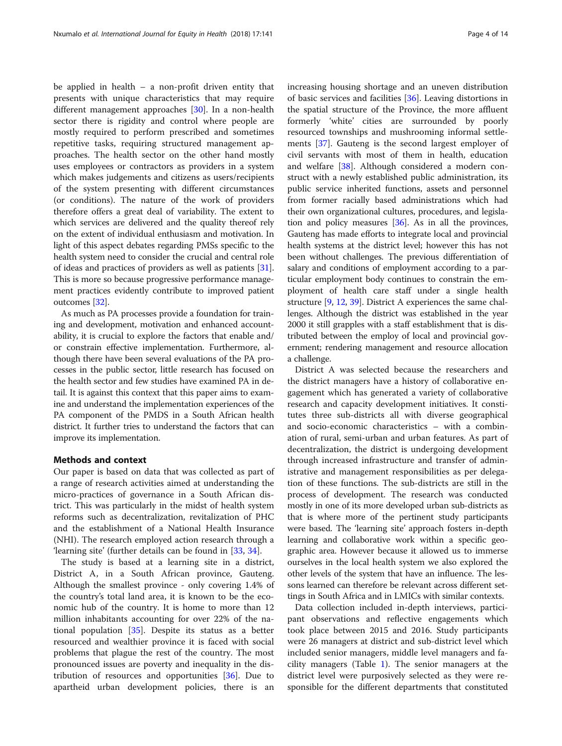be applied in health – a non-profit driven entity that presents with unique characteristics that may require different management approaches [30]. In a non-health sector there is rigidity and control where people are mostly required to perform prescribed and sometimes repetitive tasks, requiring structured management approaches. The health sector on the other hand mostly uses employees or contractors as providers in a system which makes judgements and citizens as users/recipients of the system presenting with different circumstances (or conditions). The nature of the work of providers therefore offers a great deal of variability. The extent to which services are delivered and the quality thereof rely on the extent of individual enthusiasm and motivation. In light of this aspect debates regarding PMSs specific to the health system need to consider the crucial and central role of ideas and practices of providers as well as patients [31]. This is more so because progressive performance management practices evidently contribute to improved patient outcomes [32].

As much as PA processes provide a foundation for training and development, motivation and enhanced accountability, it is crucial to explore the factors that enable and/or constrain effective implementation. Furthermore, although there have been several evaluations of the PA processes in the public sector, little research has focused on the health sector and few studies have examined PA in detail. It is against this context that this paper aims to examine and understand the implementation experiences of the PA component of the PMDS in a South African health district. It further tries to understand the factors that can improve its implementation.

## Methods and context

Our paper is based on data that was collected as part of a range of research activities aimed at understanding the micro-practices of governance in a South African district. This was particularly in the midst of health system reforms such as decentralization, revitalization of PHC and the establishment of a National Health Insurance (NHI). The research employed action research through a 'learning site' (further details can be found in [33, 34].

The study is based at a learning site in a district, District A, in a South African province, Gauteng. Although the smallest province - only covering 1.4% of the country's total land area, it is known to be the economic hub of the country. It is home to more than 12 million inhabitants accounting for over 22% of the national population [35]. Despite its status as a better resourced and wealthier province it is faced with social problems that plague the rest of the country. The most pronounced issues are poverty and inequality in the distribution of resources and opportunities [36]. Due to apartheid urban development policies, there is an increasing housing shortage and an uneven distribution of basic services and facilities [36]. Leaving distortions in the spatial structure of the Province, the more affluent formerly 'white' cities are surrounded by poorly resourced townships and mushrooming informal settlements [37]. Gauteng is the second largest employer of civil servants with most of them in health, education and welfare [38]. Although considered a modern construct with a newly established public administration, its public service inherited functions, assets and personnel from former racially based administrations which had their own organizational cultures, procedures, and legislation and policy measures [36]. As in all the provinces, Gauteng has made efforts to integrate local and provincial health systems at the district level; however this has not been without challenges. The previous differentiation of salary and conditions of employment according to a particular employment body continues to constrain the employment of health care staff under a single health structure [9, 12, 39]. District A experiences the same challenges. Although the district was established in the year 2000 it still grapples with a staff establishment that is distributed between the employ of local and provincial government; rendering management and resource allocation a challenge.

District A was selected because the researchers and the district managers have a history of collaborative engagement which has generated a variety of collaborative research and capacity development initiatives. It constitutes three sub-districts all with diverse geographical and socio-economic characteristics – with a combination of rural, semi-urban and urban features. As part of decentralization, the district is undergoing development through increased infrastructure and transfer of administrative and management responsibilities as per delegation of these functions. The sub-districts are still in the process of development. The research was conducted mostly in one of its more developed urban sub-districts as that is where more of the pertinent study participants were based. The 'learning site' approach fosters in-depth learning and collaborative work within a specific geographic area. However because it allowed us to immerse ourselves in the local health system we also explored the other levels of the system that have an influence. The lessons learned can therefore be relevant across different settings in South Africa and in LMICs with similar contexts.

Data collection included in-depth interviews, participant observations and reflective engagements which took place between 2015 and 2016. Study participants were 26 managers at district and sub-district level which included senior managers, middle level managers and facility managers (Table 1). The senior managers at the district level were purposively selected as they were responsible for the different departments that constituted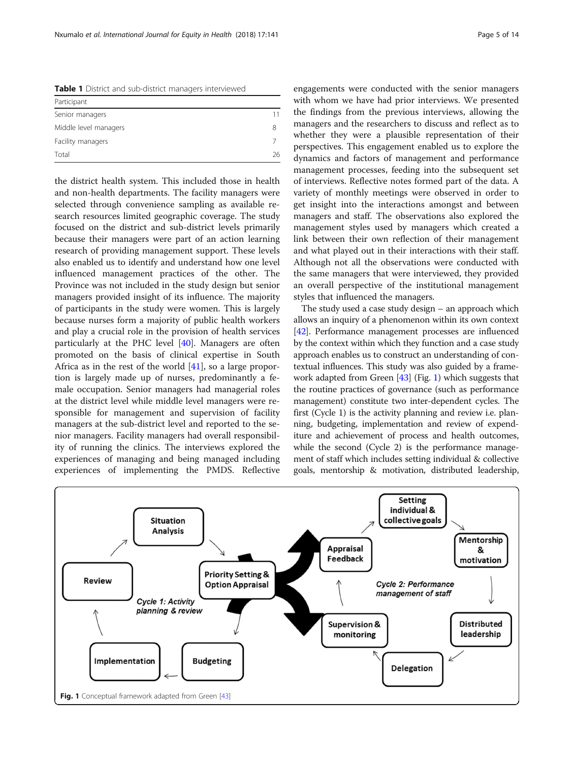**Table 1** District and sub-district managers interviewed

| Participant | |
|---|---|
| Senior managers | 11 |
| Middle level managers | 8 |
| Facility managers | 7 |
| Total | 26 |

the district health system. This included those in health and non-health departments. The facility managers were selected through convenience sampling as available research resources limited geographic coverage. The study focused on the district and sub-district levels primarily because their managers were part of an action learning research of providing management support. These levels also enabled us to identify and understand how one level influenced management practices of the other. The Province was not included in the study design but senior managers provided insight of its influence. The majority of participants in the study were women. This is largely because nurses form a majority of public health workers and play a crucial role in the provision of health services particularly at the PHC level [40]. Managers are often promoted on the basis of clinical expertise in South Africa as in the rest of the world [41], so a large proportion is largely made up of nurses, predominantly a female occupation. Senior managers had managerial roles at the district level while middle level managers were responsible for management and supervision of facility managers at the sub-district level and reported to the senior managers. Facility managers had overall responsibility of running the clinics. The interviews explored the experiences of managing and being managed including experiences of implementing the PMDS. Reflective engagements were conducted with the senior managers with whom we have had prior interviews. We presented the findings from the previous interviews, allowing the managers and the researchers to discuss and reflect as to whether they were a plausible representation of their perspectives. This engagement enabled us to explore the dynamics and factors of management and performance management processes, feeding into the subsequent set of interviews. Reflective notes formed part of the data. A variety of monthly meetings were observed in order to get insight into the interactions amongst and between managers and staff. The observations also explored the management styles used by managers which created a link between their own reflection of their management and what played out in their interactions with their staff. Although not all the observations were conducted with the same managers that were interviewed, they provided an overall perspective of the institutional management styles that influenced the managers.

The study used a case study design – an approach which allows an inquiry of a phenomenon within its own context [42]. Performance management processes are influenced by the context within which they function and a case study approach enables us to construct an understanding of contextual influences. This study was also guided by a framework adapted from Green [43] (Fig. 1) which suggests that the routine practices of governance (such as performance management) constitute two inter-dependent cycles. The first (Cycle 1) is the activity planning and review i.e. planning, budgeting, implementation and review of expenditure and achievement of process and health outcomes, while the second (Cycle 2) is the performance management of staff which includes setting individual & collective goals, mentorship & motivation, distributed leadership,

**Fig. 1** Conceptual framework adapted from Green [43]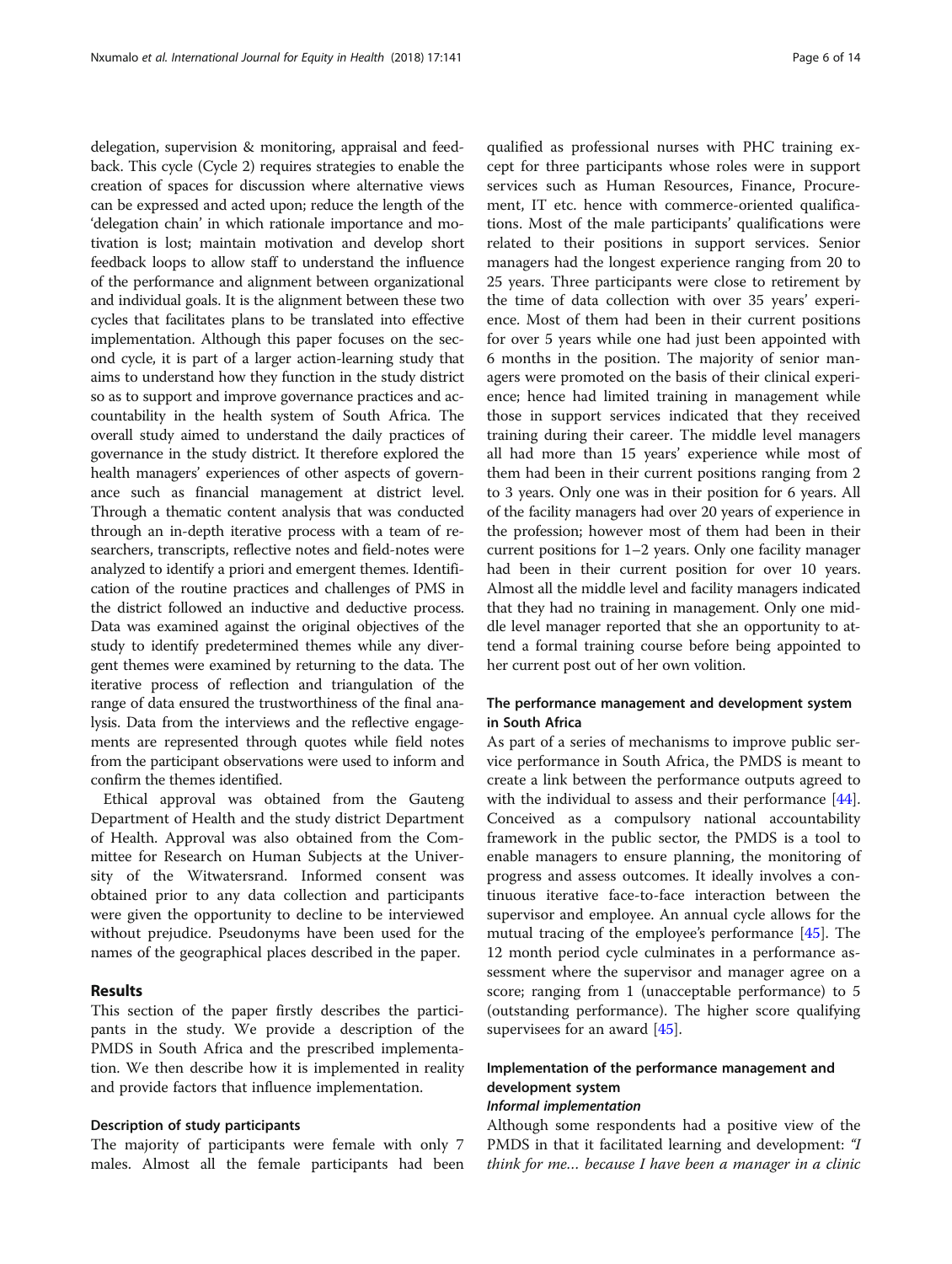delegation, supervision & monitoring, appraisal and feedback. This cycle (Cycle 2) requires strategies to enable the creation of spaces for discussion where alternative views can be expressed and acted upon; reduce the length of the 'delegation chain' in which rationale importance and motivation is lost; maintain motivation and develop short feedback loops to allow staff to understand the influence of the performance and alignment between organizational and individual goals. It is the alignment between these two cycles that facilitates plans to be translated into effective implementation. Although this paper focuses on the second cycle, it is part of a larger action-learning study that aims to understand how they function in the study district so as to support and improve governance practices and accountability in the health system of South Africa. The overall study aimed to understand the daily practices of governance in the study district. It therefore explored the health managers' experiences of other aspects of governance such as financial management at district level. Through a thematic content analysis that was conducted through an in-depth iterative process with a team of researchers, transcripts, reflective notes and field-notes were analyzed to identify a priori and emergent themes. Identification of the routine practices and challenges of PMS in the district followed an inductive and deductive process. Data was examined against the original objectives of the study to identify predetermined themes while any divergent themes were examined by returning to the data. The iterative process of reflection and triangulation of the range of data ensured the trustworthiness of the final analysis. Data from the interviews and the reflective engagements are represented through quotes while field notes from the participant observations were used to inform and confirm the themes identified.

Ethical approval was obtained from the Gauteng Department of Health and the study district Department of Health. Approval was also obtained from the Committee for Research on Human Subjects at the University of the Witwatersrand. Informed consent was obtained prior to any data collection and participants were given the opportunity to decline to be interviewed without prejudice. Pseudonyms have been used for the names of the geographical places described in the paper.

## Results

This section of the paper firstly describes the participants in the study. We provide a description of the PMDS in South Africa and the prescribed implementation. We then describe how it is implemented in reality and provide factors that influence implementation.

### Description of study participants

The majority of participants were female with only 7 males. Almost all the female participants had been qualified as professional nurses with PHC training except for three participants whose roles were in support services such as Human Resources, Finance, Procurement, IT etc. hence with commerce-oriented qualifications. Most of the male participants' qualifications were related to their positions in support services. Senior managers had the longest experience ranging from 20 to 25 years. Three participants were close to retirement by the time of data collection with over 35 years' experience. Most of them had been in their current positions for over 5 years while one had just been appointed with 6 months in the position. The majority of senior managers were promoted on the basis of their clinical experience; hence had limited training in management while those in support services indicated that they received training during their career. The middle level managers all had more than 15 years' experience while most of them had been in their current positions ranging from 2 to 3 years. Only one was in their position for 6 years. All of the facility managers had over 20 years of experience in the profession; however most of them had been in their current positions for 1–2 years. Only one facility manager had been in their current position for over 10 years. Almost all the middle level and facility managers indicated that they had no training in management. Only one middle level manager reported that she an opportunity to attend a formal training course before being appointed to her current post out of her own volition.

### The performance management and development system in South Africa

As part of a series of mechanisms to improve public service performance in South Africa, the PMDS is meant to create a link between the performance outputs agreed to with the individual to assess and their performance [44]. Conceived as a compulsory national accountability framework in the public sector, the PMDS is a tool to enable managers to ensure planning, the monitoring of progress and assess outcomes. It ideally involves a continuous iterative face-to-face interaction between the supervisor and employee. An annual cycle allows for the mutual tracing of the employee's performance [45]. The 12 month period cycle culminates in a performance assessment where the supervisor and manager agree on a score; ranging from 1 (unacceptable performance) to 5 (outstanding performance). The higher score qualifying supervisees for an award [45].

### Implementation of the performance management and development system

#### *Informal implementation*

Although some respondents had a positive view of the PMDS in that it facilitated learning and development: *"I think for me… because I have been a manager in a clinic*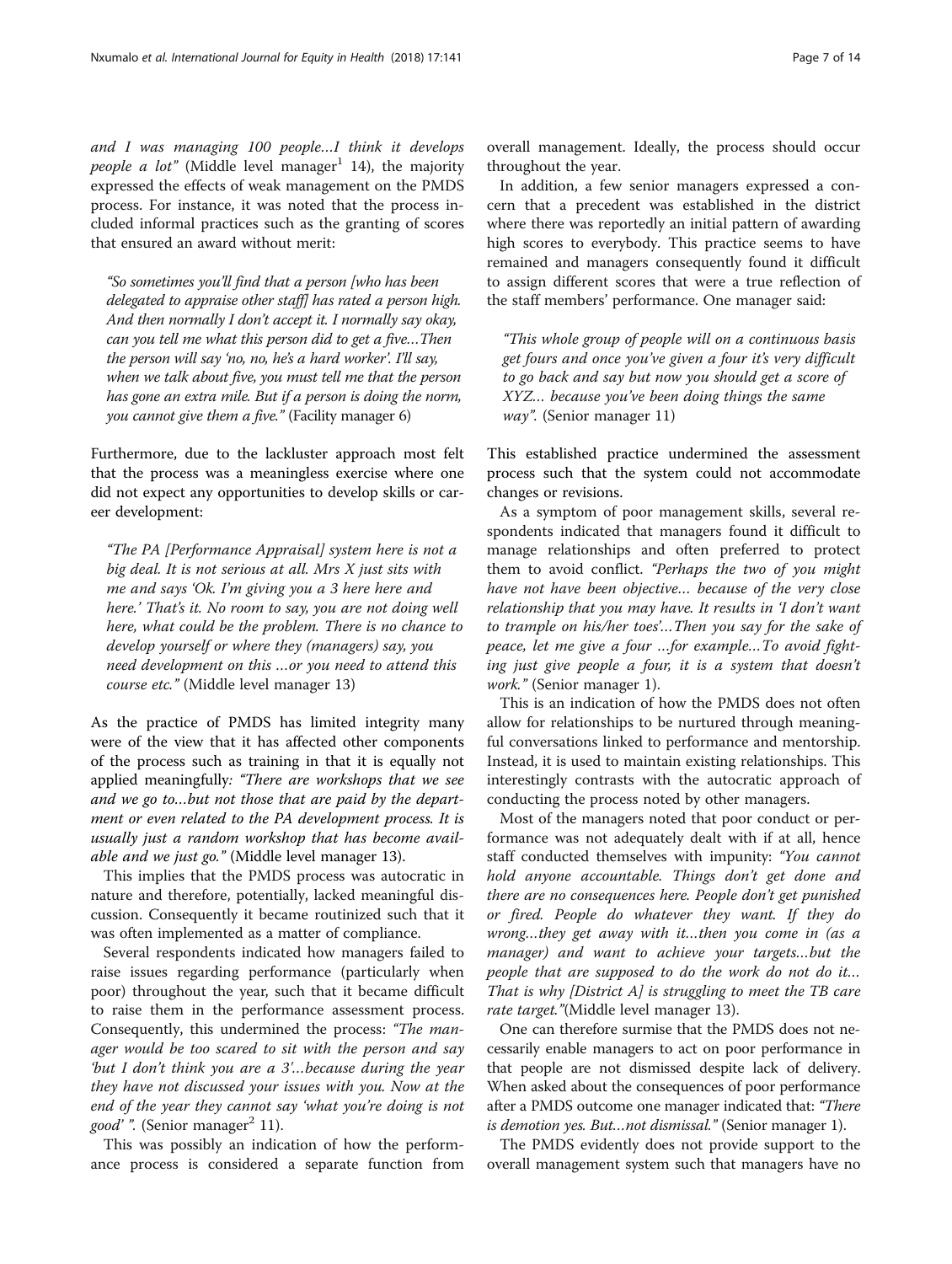*and I was managing 100 people…I think it develops people a lot"* (Middle level manager[1] 14), the majority expressed the effects of weak management on the PMDS process. For instance, it was noted that the process included informal practices such as the granting of scores that ensured an award without merit:

> *"So sometimes you'll find that a person [who has been delegated to appraise other staff] has rated a person high. And then normally I don't accept it. I normally say okay, can you tell me what this person did to get a five…Then the person will say 'no, no, he's a hard worker'. I'll say, when we talk about five, you must tell me that the person has gone an extra mile. But if a person is doing the norm, you cannot give them a five."* (Facility manager 6)

Furthermore, due to the lackluster approach most felt that the process was a meaningless exercise where one did not expect any opportunities to develop skills or career development:

> *"The PA [Performance Appraisal] system here is not a big deal. It is not serious at all. Mrs X just sits with me and says 'Ok. I'm giving you a 3 here here and here.' That's it. No room to say, you are not doing well here, what could be the problem. There is no chance to develop yourself or where they (managers) say, you need development on this …or you need to attend this course etc."* (Middle level manager 13)

As the practice of PMDS has limited integrity many were of the view that it has affected other components of the process such as training in that it is equally not applied meaningfully*: "There are workshops that we see and we go to…but not those that are paid by the department or even related to the PA development process. It is usually just a random workshop that has become available and we just go."* (Middle level manager 13).

This implies that the PMDS process was autocratic in nature and therefore, potentially, lacked meaningful discussion. Consequently it became routinized such that it was often implemented as a matter of compliance.

Several respondents indicated how managers failed to raise issues regarding performance (particularly when poor) throughout the year, such that it became difficult to raise them in the performance assessment process. Consequently, this undermined the process: *"The manager would be too scared to sit with the person and say 'but I don't think you are a 3'…because during the year they have not discussed your issues with you. Now at the end of the year they cannot say 'what you're doing is not good' ".* (Senior manager[2] 11).

This was possibly an indication of how the performance process is considered a separate function from overall management. Ideally, the process should occur throughout the year.

In addition, a few senior managers expressed a concern that a precedent was established in the district where there was reportedly an initial pattern of awarding high scores to everybody. This practice seems to have remained and managers consequently found it difficult to assign different scores that were a true reflection of the staff members' performance. One manager said:

> *"This whole group of people will on a continuous basis get fours and once you've given a four it's very difficult to go back and say but now you should get a score of XYZ… because you've been doing things the same way".* (Senior manager 11)

This established practice undermined the assessment process such that the system could not accommodate changes or revisions.

As a symptom of poor management skills, several respondents indicated that managers found it difficult to manage relationships and often preferred to protect them to avoid conflict. *"Perhaps the two of you might have not have been objective… because of the very close relationship that you may have. It results in 'I don't want to trample on his/her toes'…Then you say for the sake of peace, let me give a four …for example…To avoid fighting just give people a four, it is a system that doesn't work."* (Senior manager 1).

This is an indication of how the PMDS does not often allow for relationships to be nurtured through meaningful conversations linked to performance and mentorship. Instead, it is used to maintain existing relationships. This interestingly contrasts with the autocratic approach of conducting the process noted by other managers.

Most of the managers noted that poor conduct or performance was not adequately dealt with if at all, hence staff conducted themselves with impunity: *"You cannot hold anyone accountable. Things don't get done and there are no consequences here. People don't get punished or fired. People do whatever they want. If they do wrong…they get away with it…then you come in (as a manager) and want to achieve your targets…but the people that are supposed to do the work do not do it… That is why [District A] is struggling to meet the TB care rate target."*(Middle level manager 13).

One can therefore surmise that the PMDS does not necessarily enable managers to act on poor performance in that people are not dismissed despite lack of delivery. When asked about the consequences of poor performance after a PMDS outcome one manager indicated that: *"There is demotion yes. But…not dismissal."* (Senior manager 1).

The PMDS evidently does not provide support to the overall management system such that managers have no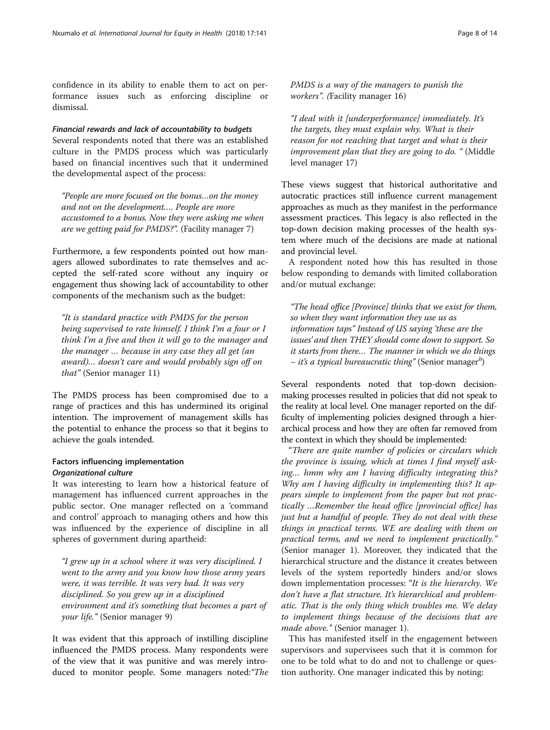confidence in its ability to enable them to act on performance issues such as enforcing discipline or dismissal.

#### *Financial rewards and lack of accountability to budgets*

Several respondents noted that there was an established culture in the PMDS process which was particularly based on financial incentives such that it undermined the developmental aspect of the process:

> *"People are more focused on the bonus…on the money and not on the development.… People are more accustomed to a bonus. Now they were asking me when are we getting paid for PMDS?".* (Facility manager 7)

Furthermore, a few respondents pointed out how managers allowed subordinates to rate themselves and accepted the self-rated score without any inquiry or engagement thus showing lack of accountability to other components of the mechanism such as the budget:

> *"It is standard practice with PMDS for the person being supervised to rate himself. I think I'm a four or I think I'm a five and then it will go to the manager and the manager … because in any case they all get (an award)… doesn't care and would probably sign off on that"* (Senior manager 11)

The PMDS process has been compromised due to a range of practices and this has undermined its original intention. The improvement of management skills has the potential to enhance the process so that it begins to achieve the goals intended.

### Factors influencing implementation

#### *Organizational culture*

It was interesting to learn how a historical feature of management has influenced current approaches in the public sector. One manager reflected on a 'command and control' approach to managing others and how this was influenced by the experience of discipline in all spheres of government during apartheid:

> *"I grew up in a school where it was very disciplined. I went to the army and you know how those army years were, it was terrible. It was very bad. It was very disciplined. So you grew up in a disciplined environment and it's something that becomes a part of your life."* (Senior manager 9)

It was evident that this approach of instilling discipline influenced the PMDS process. Many respondents were of the view that it was punitive and was merely introduced to monitor people. Some managers noted:*"The PMDS is a way of the managers to punish the workers". (*Facility manager 16)

> *"I deal with it [underperformance] immediately. It's the targets, they must explain why. What is their reason for not reaching that target and what is their improvement plan that they are going to do. "* (Middle level manager 17)

These views suggest that historical authoritative and autocratic practices still influence current management approaches as much as they manifest in the performance assessment practices. This legacy is also reflected in the top-down decision making processes of the health system where much of the decisions are made at national and provincial level.

A respondent noted how this has resulted in those below responding to demands with limited collaboration and/or mutual exchange:

> *"The head office [Province] thinks that we exist for them, so when they want information they use us as information taps" Instead of US saying 'these are the issues' and then THEY should come down to support. So it starts from there… The manner in which we do things – it's a typical bureaucratic thing"* (Senior manager[ii])

Several respondents noted that top-down decision-making processes resulted in policies that did not speak to the reality at local level. One manager reported on the difficulty of implementing policies designed through a hierarchical process and how they are often far removed from the context in which they should be implemented:

"*There are quite number of policies or circulars which the province is issuing, which at times I find myself asking… hmm why am I having difficulty integrating this? Why am I having difficulty in implementing this? It appears simple to implement from the paper but not practically …Remember the head office [provincial office] has just but a handful of people. They do not deal with these things in practical terms. WE are dealing with them on practical terms, and we need to implement practically."* (Senior manager 1). Moreover, they indicated that the hierarchical structure and the distance it creates between levels of the system reportedly hinders and/or slows down implementation processes: "*It is the hierarchy. We don't have a flat structure. It's hierarchical and problematic. That is the only thing which troubles me. We delay to implement things because of the decisions that are made above."* (Senior manager 1).

This has manifested itself in the engagement between supervisors and supervisees such that it is common for one to be told what to do and not to challenge or question authority. One manager indicated this by noting: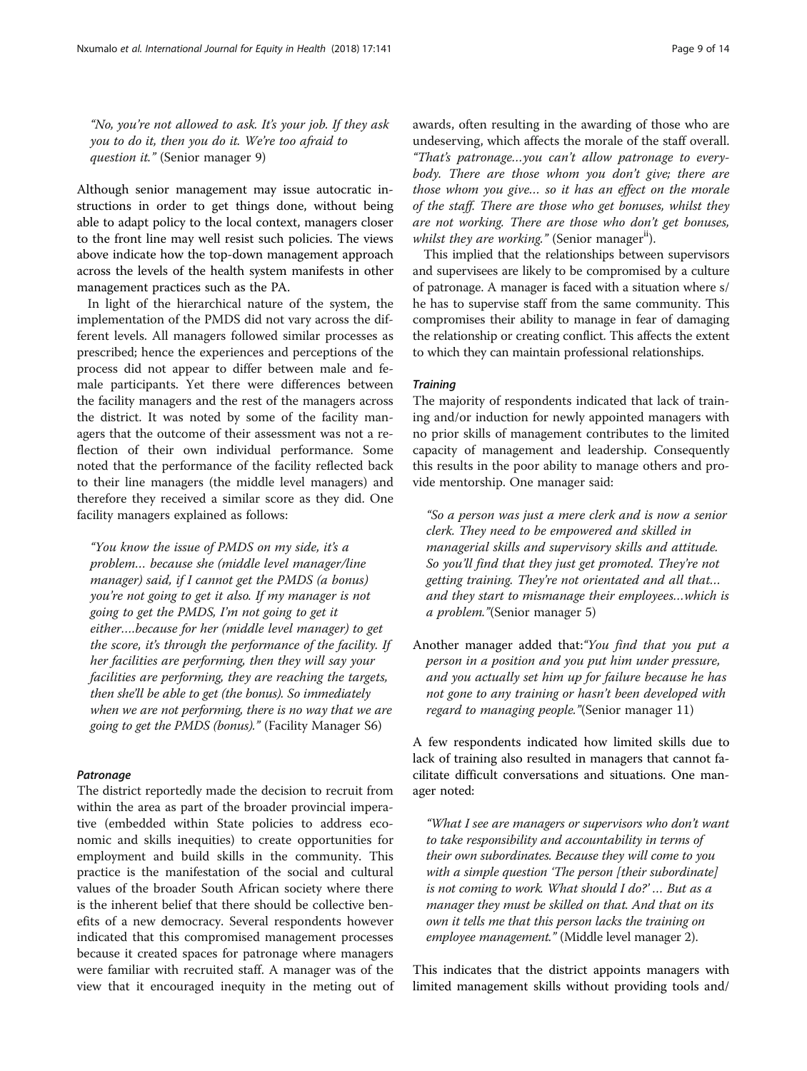*"No, you're not allowed to ask. It's your job. If they ask you to do it, then you do it. We're too afraid to question it."* (Senior manager 9)

Although senior management may issue autocratic instructions in order to get things done, without being able to adapt policy to the local context, managers closer to the front line may well resist such policies. The views above indicate how the top-down management approach across the levels of the health system manifests in other management practices such as the PA.

In light of the hierarchical nature of the system, the implementation of the PMDS did not vary across the different levels. All managers followed similar processes as prescribed; hence the experiences and perceptions of the process did not appear to differ between male and female participants. Yet there were differences between the facility managers and the rest of the managers across the district. It was noted by some of the facility managers that the outcome of their assessment was not a reflection of their own individual performance. Some noted that the performance of the facility reflected back to their line managers (the middle level managers) and therefore they received a similar score as they did. One facility managers explained as follows:

> *"You know the issue of PMDS on my side, it's a problem… because she (middle level manager/line manager) said, if I cannot get the PMDS (a bonus) you're not going to get it also. If my manager is not going to get the PMDS, I'm not going to get it either….because for her (middle level manager) to get the score, it's through the performance of the facility. If her facilities are performing, then they will say your facilities are performing, they are reaching the targets, then she'll be able to get (the bonus). So immediately when we are not performing, there is no way that we are going to get the PMDS (bonus)."* (Facility Manager S6)

#### Patronage

The district reportedly made the decision to recruit from within the area as part of the broader provincial imperative (embedded within State policies to address economic and skills inequities) to create opportunities for employment and build skills in the community. This practice is the manifestation of the social and cultural values of the broader South African society where there is the inherent belief that there should be collective benefits of a new democracy. Several respondents however indicated that this compromised management processes because it created spaces for patronage where managers were familiar with recruited staff. A manager was of the view that it encouraged inequity in the meting out of awards, often resulting in the awarding of those who are undeserving, which affects the morale of the staff overall. *"That's patronage…you can't allow patronage to everybody. There are those whom you don't give; there are those whom you give… so it has an effect on the morale of the staff. There are those who get bonuses, whilst they are not working. There are those who don't get bonuses, whilst they are working."* (Senior manager[ii]).

This implied that the relationships between supervisors and supervisees are likely to be compromised by a culture of patronage. A manager is faced with a situation where s/he has to supervise staff from the same community. This compromises their ability to manage in fear of damaging the relationship or creating conflict. This affects the extent to which they can maintain professional relationships.

#### Training

The majority of respondents indicated that lack of training and/or induction for newly appointed managers with no prior skills of management contributes to the limited capacity of management and leadership. Consequently this results in the poor ability to manage others and provide mentorship. One manager said:

> *"So a person was just a mere clerk and is now a senior clerk. They need to be empowered and skilled in managerial skills and supervisory skills and attitude. So you'll find that they just get promoted. They're not getting training. They're not orientated and all that… and they start to mismanage their employees…which is a problem."*(Senior manager 5)

Another manager added that:*"You find that you put a person in a position and you put him under pressure, and you actually set him up for failure because he has not gone to any training or hasn't been developed with regard to managing people."*(Senior manager 11)

A few respondents indicated how limited skills due to lack of training also resulted in managers that cannot facilitate difficult conversations and situations. One manager noted:

> *"What I see are managers or supervisors who don't want to take responsibility and accountability in terms of their own subordinates. Because they will come to you with a simple question 'The person [their subordinate] is not coming to work. What should I do?' … But as a manager they must be skilled on that. And that on its own it tells me that this person lacks the training on employee management."* (Middle level manager 2).

This indicates that the district appoints managers with limited management skills without providing tools and/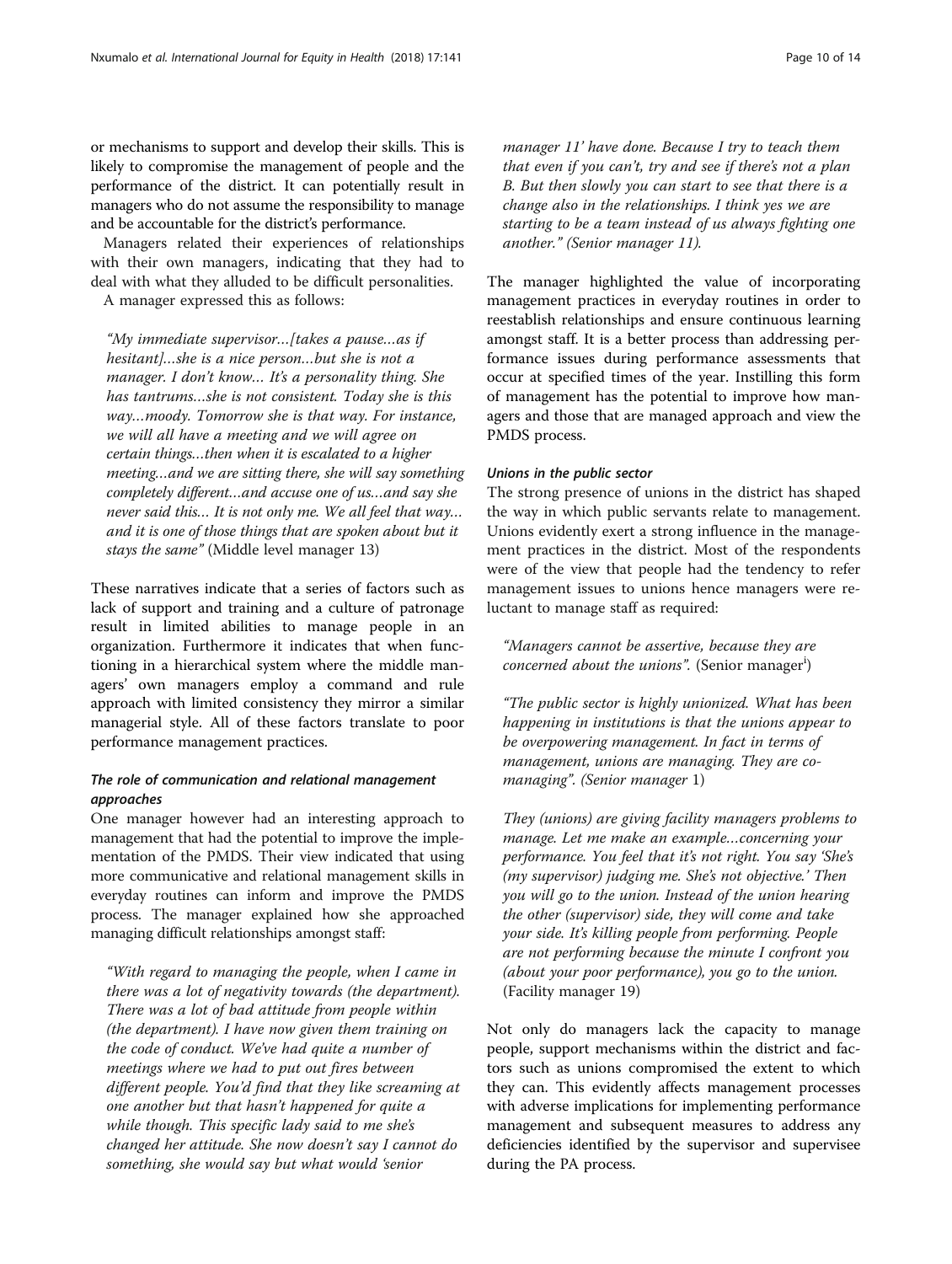or mechanisms to support and develop their skills. This is likely to compromise the management of people and the performance of the district. It can potentially result in managers who do not assume the responsibility to manage and be accountable for the district's performance.

Managers related their experiences of relationships with their own managers, indicating that they had to deal with what they alluded to be difficult personalities.

A manager expressed this as follows:

> *"My immediate supervisor…[takes a pause…as if hesitant]…she is a nice person…but she is not a manager. I don't know… It's a personality thing. She has tantrums…she is not consistent. Today she is this way…moody. Tomorrow she is that way. For instance, we will all have a meeting and we will agree on certain things…then when it is escalated to a higher meeting…and we are sitting there, she will say something completely different…and accuse one of us…and say she never said this… It is not only me. We all feel that way… and it is one of those things that are spoken about but it stays the same"* (Middle level manager 13)

These narratives indicate that a series of factors such as lack of support and training and a culture of patronage result in limited abilities to manage people in an organization. Furthermore it indicates that when functioning in a hierarchical system where the middle managers' own managers employ a command and rule approach with limited consistency they mirror a similar managerial style. All of these factors translate to poor performance management practices.

### *The role of communication and relational management approaches*

One manager however had an interesting approach to management that had the potential to improve the implementation of the PMDS. Their view indicated that using more communicative and relational management skills in everyday routines can inform and improve the PMDS process. The manager explained how she approached managing difficult relationships amongst staff:

> *"With regard to managing the people, when I came in there was a lot of negativity towards (the department). There was a lot of bad attitude from people within (the department). I have now given them training on the code of conduct. We've had quite a number of meetings where we had to put out fires between different people. You'd find that they like screaming at one another but that hasn't happened for quite a while though. This specific lady said to me she's changed her attitude. She now doesn't say I cannot do something, she would say but what would 'senior manager 11' have done. Because I try to teach them that even if you can't, try and see if there's not a plan B. But then slowly you can start to see that there is a change also in the relationships. I think yes we are starting to be a team instead of us always fighting one another." (Senior manager 11).*

The manager highlighted the value of incorporating management practices in everyday routines in order to reestablish relationships and ensure continuous learning amongst staff. It is a better process than addressing performance issues during performance assessments that occur at specified times of the year. Instilling this form of management has the potential to improve how managers and those that are managed approach and view the PMDS process.

### *Unions in the public sector*

The strong presence of unions in the district has shaped the way in which public servants relate to management. Unions evidently exert a strong influence in the management practices in the district. Most of the respondents were of the view that people had the tendency to refer management issues to unions hence managers were reluctant to manage staff as required:

> *"Managers cannot be assertive, because they are concerned about the unions".* (Senior manager[i])

> *"The public sector is highly unionized. What has been happening in institutions is that the unions appear to be overpowering management. In fact in terms of management, unions are managing. They are co-managing". (Senior manager 1)*

> *They (unions) are giving facility managers problems to manage. Let me make an example…concerning your performance. You feel that it's not right. You say 'She's (my supervisor) judging me. She's not objective.' Then you will go to the union. Instead of the union hearing the other (supervisor) side, they will come and take your side. It's killing people from performing. People are not performing because the minute I confront you (about your poor performance), you go to the union.* (Facility manager 19)

Not only do managers lack the capacity to manage people, support mechanisms within the district and factors such as unions compromised the extent to which they can. This evidently affects management processes with adverse implications for implementing performance management and subsequent measures to address any deficiencies identified by the supervisor and supervisee during the PA process.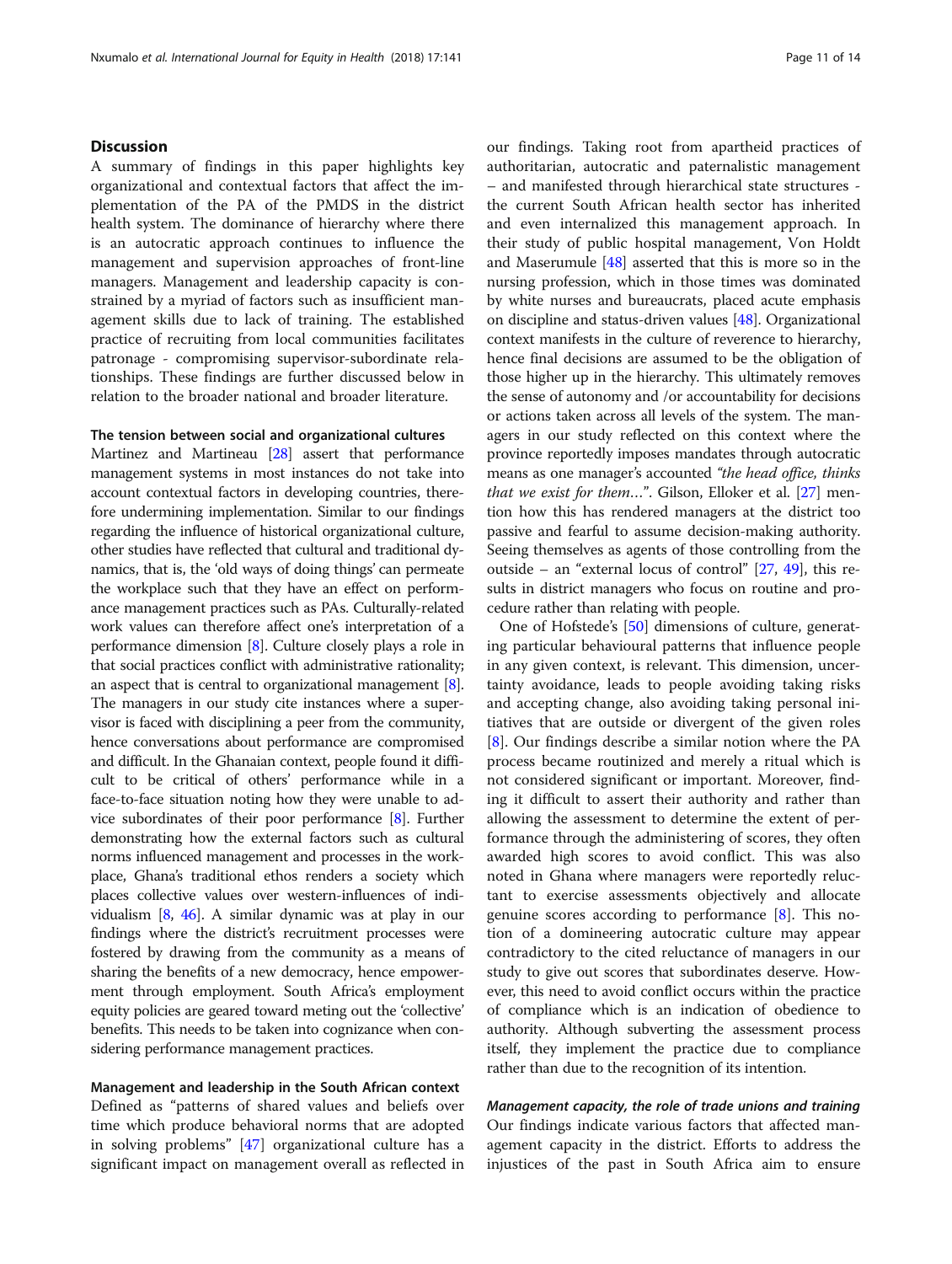## Discussion

A summary of findings in this paper highlights key organizational and contextual factors that affect the implementation of the PA of the PMDS in the district health system. The dominance of hierarchy where there is an autocratic approach continues to influence the management and supervision approaches of front-line managers. Management and leadership capacity is constrained by a myriad of factors such as insufficient management skills due to lack of training. The established practice of recruiting from local communities facilitates patronage - compromising supervisor-subordinate relationships. These findings are further discussed below in relation to the broader national and broader literature.

### The tension between social and organizational cultures

Martinez and Martineau [28] assert that performance management systems in most instances do not take into account contextual factors in developing countries, therefore undermining implementation. Similar to our findings regarding the influence of historical organizational culture, other studies have reflected that cultural and traditional dynamics, that is, the 'old ways of doing things' can permeate the workplace such that they have an effect on performance management practices such as PAs. Culturally-related work values can therefore affect one's interpretation of a performance dimension [8]. Culture closely plays a role in that social practices conflict with administrative rationality; an aspect that is central to organizational management [8]. The managers in our study cite instances where a supervisor is faced with disciplining a peer from the community, hence conversations about performance are compromised and difficult. In the Ghanaian context, people found it difficult to be critical of others' performance while in a face-to-face situation noting how they were unable to advice subordinates of their poor performance [8]. Further demonstrating how the external factors such as cultural norms influenced management and processes in the workplace, Ghana's traditional ethos renders a society which places collective values over western-influences of individualism [8, 46]. A similar dynamic was at play in our findings where the district's recruitment processes were fostered by drawing from the community as a means of sharing the benefits of a new democracy, hence empowerment through employment. South Africa's employment equity policies are geared toward meting out the 'collective' benefits. This needs to be taken into cognizance when considering performance management practices.

### Management and leadership in the South African context

Defined as "patterns of shared values and beliefs over time which produce behavioral norms that are adopted in solving problems" [47] organizational culture has a significant impact on management overall as reflected in our findings. Taking root from apartheid practices of authoritarian, autocratic and paternalistic management – and manifested through hierarchical state structures - the current South African health sector has inherited and even internalized this management approach. In their study of public hospital management, Von Holdt and Maserumule [48] asserted that this is more so in the nursing profession, which in those times was dominated by white nurses and bureaucrats, placed acute emphasis on discipline and status-driven values [48]. Organizational context manifests in the culture of reverence to hierarchy, hence final decisions are assumed to be the obligation of those higher up in the hierarchy. This ultimately removes the sense of autonomy and /or accountability for decisions or actions taken across all levels of the system. The managers in our study reflected on this context where the province reportedly imposes mandates through autocratic means as one manager's accounted *"the head office, thinks that we exist for them…"*. Gilson, Elloker et al. [27] mention how this has rendered managers at the district too passive and fearful to assume decision-making authority. Seeing themselves as agents of those controlling from the outside – an "external locus of control" [27, 49], this results in district managers who focus on routine and procedure rather than relating with people.

One of Hofstede's [50] dimensions of culture, generating particular behavioural patterns that influence people in any given context, is relevant. This dimension, uncertainty avoidance, leads to people avoiding taking risks and accepting change, also avoiding taking personal initiatives that are outside or divergent of the given roles [8]. Our findings describe a similar notion where the PA process became routinized and merely a ritual which is not considered significant or important. Moreover, finding it difficult to assert their authority and rather than allowing the assessment to determine the extent of performance through the administering of scores, they often awarded high scores to avoid conflict. This was also noted in Ghana where managers were reportedly reluctant to exercise assessments objectively and allocate genuine scores according to performance [8]. This notion of a domineering autocratic culture may appear contradictory to the cited reluctance of managers in our study to give out scores that subordinates deserve. However, this need to avoid conflict occurs within the practice of compliance which is an indication of obedience to authority. Although subverting the assessment process itself, they implement the practice due to compliance rather than due to the recognition of its intention.

#### *Management capacity, the role of trade unions and training*

Our findings indicate various factors that affected management capacity in the district. Efforts to address the injustices of the past in South Africa aim to ensure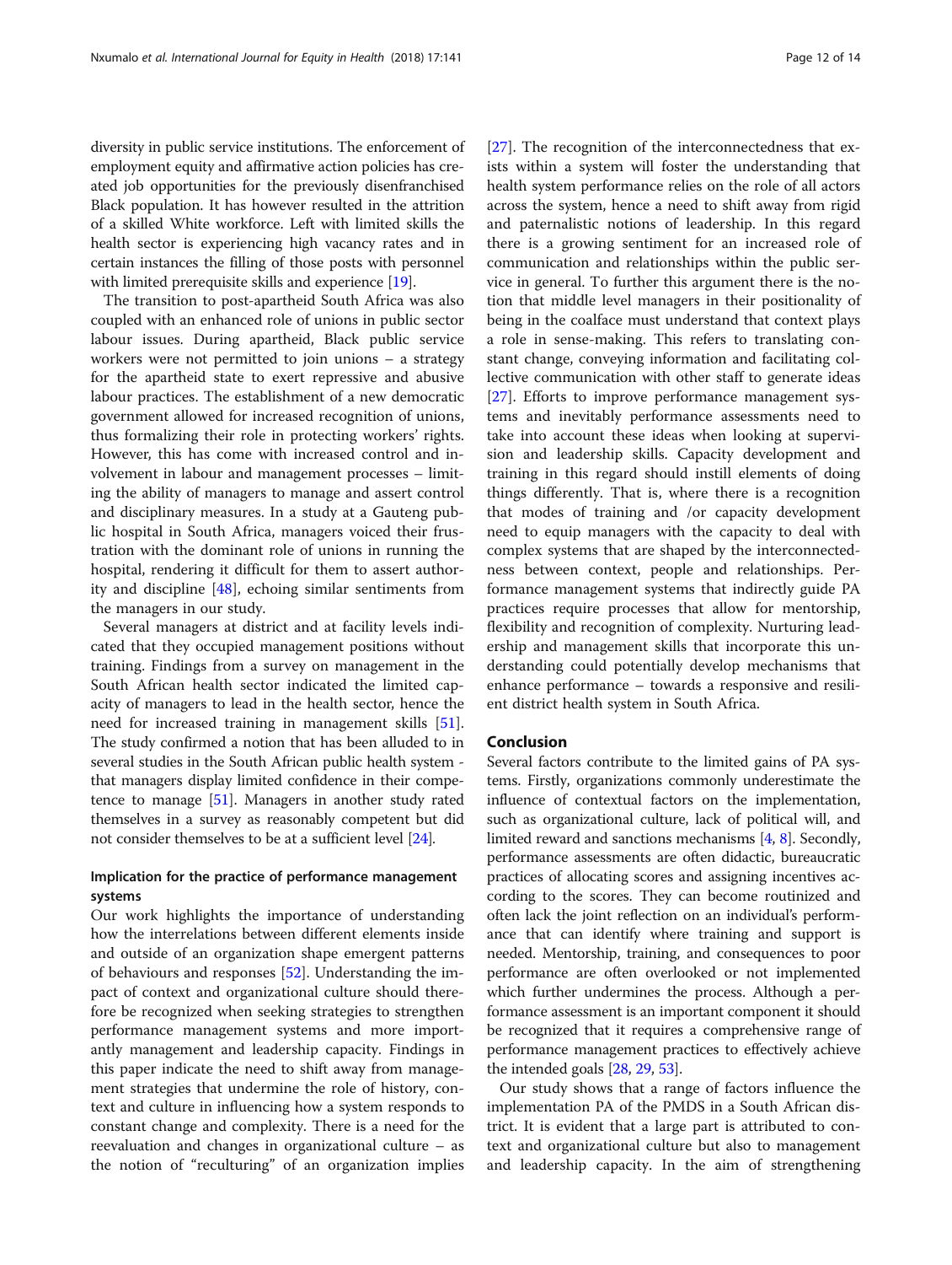diversity in public service institutions. The enforcement of employment equity and affirmative action policies has created job opportunities for the previously disenfranchised Black population. It has however resulted in the attrition of a skilled White workforce. Left with limited skills the health sector is experiencing high vacancy rates and in certain instances the filling of those posts with personnel with limited prerequisite skills and experience [19].

The transition to post-apartheid South Africa was also coupled with an enhanced role of unions in public sector labour issues. During apartheid, Black public service workers were not permitted to join unions – a strategy for the apartheid state to exert repressive and abusive labour practices. The establishment of a new democratic government allowed for increased recognition of unions, thus formalizing their role in protecting workers' rights. However, this has come with increased control and involvement in labour and management processes – limiting the ability of managers to manage and assert control and disciplinary measures. In a study at a Gauteng public hospital in South Africa, managers voiced their frustration with the dominant role of unions in running the hospital, rendering it difficult for them to assert authority and discipline [48], echoing similar sentiments from the managers in our study.

Several managers at district and at facility levels indicated that they occupied management positions without training. Findings from a survey on management in the South African health sector indicated the limited capacity of managers to lead in the health sector, hence the need for increased training in management skills [51]. The study confirmed a notion that has been alluded to in several studies in the South African public health system - that managers display limited confidence in their competence to manage [51]. Managers in another study rated themselves in a survey as reasonably competent but did not consider themselves to be at a sufficient level [24].

### Implication for the practice of performance management systems

Our work highlights the importance of understanding how the interrelations between different elements inside and outside of an organization shape emergent patterns of behaviours and responses [52]. Understanding the impact of context and organizational culture should therefore be recognized when seeking strategies to strengthen performance management systems and more importantly management and leadership capacity. Findings in this paper indicate the need to shift away from management strategies that undermine the role of history, context and culture in influencing how a system responds to constant change and complexity. There is a need for the reevaluation and changes in organizational culture – as the notion of "reculturing" of an organization implies [27]. The recognition of the interconnectedness that exists within a system will foster the understanding that health system performance relies on the role of all actors across the system, hence a need to shift away from rigid and paternalistic notions of leadership. In this regard there is a growing sentiment for an increased role of communication and relationships within the public service in general. To further this argument there is the notion that middle level managers in their positionality of being in the coalface must understand that context plays a role in sense-making. This refers to translating constant change, conveying information and facilitating collective communication with other staff to generate ideas [27]. Efforts to improve performance management systems and inevitably performance assessments need to take into account these ideas when looking at supervision and leadership skills. Capacity development and training in this regard should instill elements of doing things differently. That is, where there is a recognition that modes of training and /or capacity development need to equip managers with the capacity to deal with complex systems that are shaped by the interconnectedness between context, people and relationships. Performance management systems that indirectly guide PA practices require processes that allow for mentorship, flexibility and recognition of complexity. Nurturing leadership and management skills that incorporate this understanding could potentially develop mechanisms that enhance performance – towards a responsive and resilient district health system in South Africa.

## Conclusion

Several factors contribute to the limited gains of PA systems. Firstly, organizations commonly underestimate the influence of contextual factors on the implementation, such as organizational culture, lack of political will, and limited reward and sanctions mechanisms [4, 8]. Secondly, performance assessments are often didactic, bureaucratic practices of allocating scores and assigning incentives according to the scores. They can become routinized and often lack the joint reflection on an individual's performance that can identify where training and support is needed. Mentorship, training, and consequences to poor performance are often overlooked or not implemented which further undermines the process. Although a performance assessment is an important component it should be recognized that it requires a comprehensive range of performance management practices to effectively achieve the intended goals [28, 29, 53].

Our study shows that a range of factors influence the implementation PA of the PMDS in a South African district. It is evident that a large part is attributed to context and organizational culture but also to management and leadership capacity. In the aim of strengthening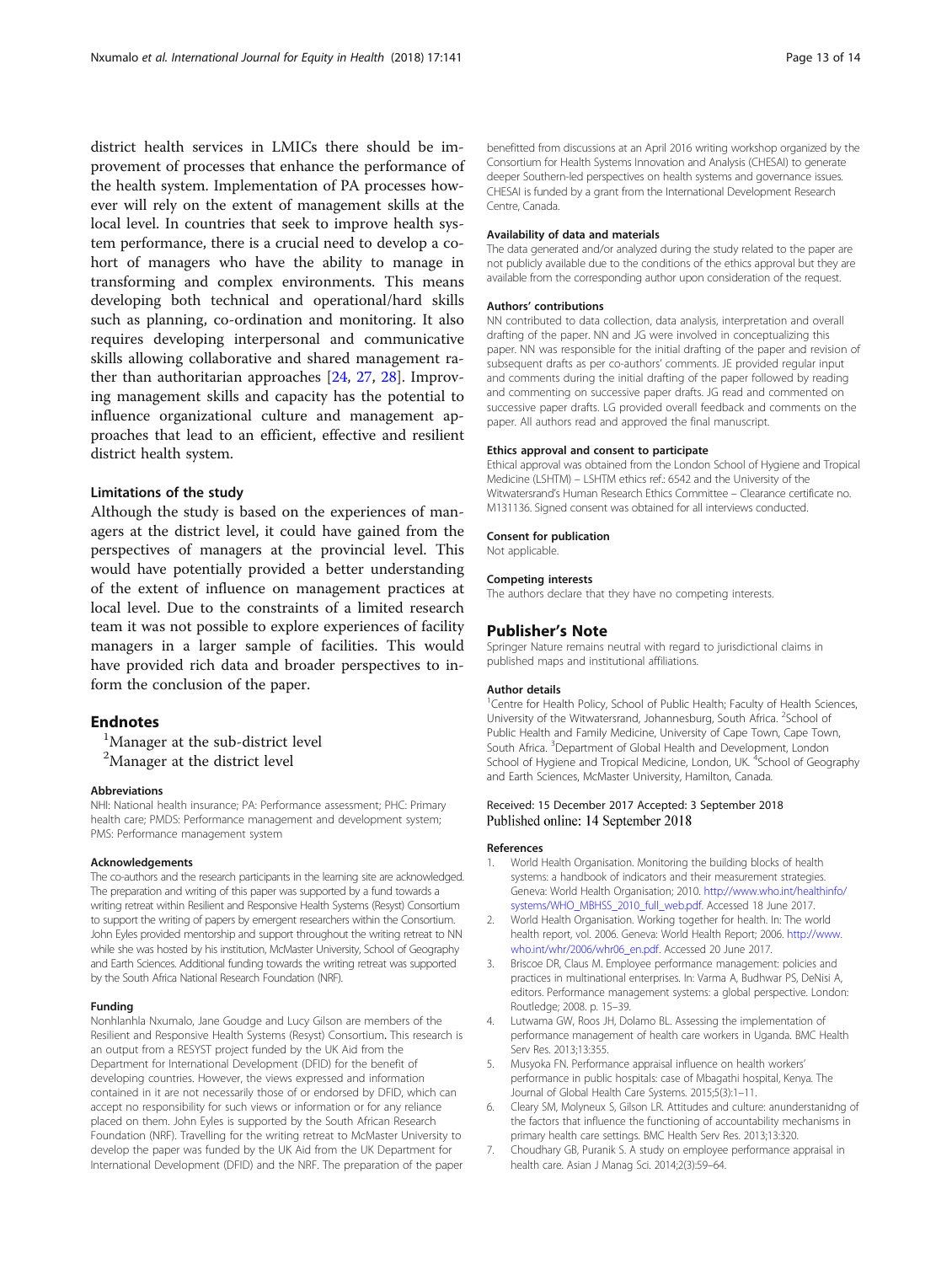district health services in LMICs there should be improvement of processes that enhance the performance of the health system. Implementation of PA processes however will rely on the extent of management skills at the local level. In countries that seek to improve health system performance, there is a crucial need to develop a cohort of managers who have the ability to manage in transforming and complex environments. This means developing both technical and operational/hard skills such as planning, co-ordination and monitoring. It also requires developing interpersonal and communicative skills allowing collaborative and shared management rather than authoritarian approaches [24, 27, 28]. Improving management skills and capacity has the potential to influence organizational culture and management approaches that lead to an efficient, effective and resilient district health system.

### Limitations of the study

Although the study is based on the experiences of managers at the district level, it could have gained from the perspectives of managers at the provincial level. This would have potentially provided a better understanding of the extent of influence on management practices at local level. Due to the constraints of a limited research team it was not possible to explore experiences of facility managers in a larger sample of facilities. This would have provided rich data and broader perspectives to inform the conclusion of the paper.

## Endnotes

[1]Manager at the sub-district level
[2]Manager at the district level

#### Abbreviations

NHI: National health insurance; PA: Performance assessment; PHC: Primary health care; PMDS: Performance management and development system; PMS: Performance management system

#### Acknowledgements

The co-authors and the research participants in the learning site are acknowledged. The preparation and writing of this paper was supported by a fund towards a writing retreat within Resilient and Responsive Health Systems (Resyst) Consortium to support the writing of papers by emergent researchers within the Consortium. John Eyles provided mentorship and support throughout the writing retreat to NN while she was hosted by his institution, McMaster University, School of Geography and Earth Sciences. Additional funding towards the writing retreat was supported by the South Africa National Research Foundation (NRF).

#### Funding

Nonhlanhla Nxumalo, Jane Goudge and Lucy Gilson are members of the Resilient and Responsive Health Systems (Resyst) Consortium. This research is an output from a RESYST project funded by the UK Aid from the Department for International Development (DFID) for the benefit of developing countries. However, the views expressed and information contained in it are not necessarily those of or endorsed by DFID, which can accept no responsibility for such views or information or for any reliance placed on them. John Eyles is supported by the South African Research Foundation (NRF). Travelling for the writing retreat to McMaster University to develop the paper was funded by the UK Aid from the UK Department for International Development (DFID) and the NRF. The preparation of the paper benefitted from discussions at an April 2016 writing workshop organized by the Consortium for Health Systems Innovation and Analysis (CHESAI) to generate deeper Southern-led perspectives on health systems and governance issues. CHESAI is funded by a grant from the International Development Research Centre, Canada.

#### Availability of data and materials

The data generated and/or analyzed during the study related to the paper are not publicly available due to the conditions of the ethics approval but they are available from the corresponding author upon consideration of the request.

#### Authors' contributions

NN contributed to data collection, data analysis, interpretation and overall drafting of the paper. NN and JG were involved in conceptualizing this paper. NN was responsible for the initial drafting of the paper and revision of subsequent drafts as per co-authors' comments. JE provided regular input and comments during the initial drafting of the paper followed by reading and commenting on successive paper drafts. JG read and commented on successive paper drafts. LG provided overall feedback and comments on the paper. All authors read and approved the final manuscript.

#### Ethics approval and consent to participate

Ethical approval was obtained from the London School of Hygiene and Tropical Medicine (LSHTM) – LSHTM ethics ref.: 6542 and the University of the Witwatersrand's Human Research Ethics Committee – Clearance certificate no. M131136. Signed consent was obtained for all interviews conducted.

#### Consent for publication

Not applicable.

#### Competing interests

The authors declare that they have no competing interests.

## Publisher's Note

Springer Nature remains neutral with regard to jurisdictional claims in published maps and institutional affiliations.

#### Author details

[1]Centre for Health Policy, School of Public Health; Faculty of Health Sciences, University of the Witwatersrand, Johannesburg, South Africa. [2]School of Public Health and Family Medicine, University of Cape Town, Cape Town, South Africa. [3]Department of Global Health and Development, London School of Hygiene and Tropical Medicine, London, UK. [4]School of Geography and Earth Sciences, McMaster University, Hamilton, Canada.

Received: 15 December 2017 Accepted: 3 September 2018
Published online: 14 September 2018

#### References

1. World Health Organisation. Monitoring the building blocks of health systems: a handbook of indicators and their measurement strategies. Geneva: World Health Organisation; 2010. http://www.who.int/healthinfo/systems/WHO_MBHSS_2010_full_web.pdf. Accessed 18 June 2017.
2. World Health Organisation. Working together for health. In: The world health report, vol. 2006. Geneva: World Health Report; 2006. http://www.who.int/whr/2006/whr06_en.pdf. Accessed 20 June 2017.
3. Briscoe DR, Claus M. Employee performance management: policies and practices in multinational enterprises. In: Varma A, Budhwar PS, DeNisi A, editors. Performance management systems: a global perspective. London: Routledge; 2008. p. 15–39.
4. Lutwama GW, Roos JH, Dolamo BL. Assessing the implementation of performance management of health care workers in Uganda. BMC Health Serv Res. 2013;13:355.
5. Musyoka FN. Performance appraisal influence on health workers' performance in public hospitals: case of Mbagathi hospital, Kenya. The Journal of Global Health Care Systems. 2015;5(3):1–11.
6. Cleary SM, Molyneux S, Gilson LR. Attitudes and culture: anunderstanidng of the factors that influence the functioning of accountability mechanisms in primary health care settings. BMC Health Serv Res. 2013;13:320.
7. Choudhary GB, Puranik S. A study on employee performance appraisal in health care. Asian J Manag Sci. 2014;2(3):59–64.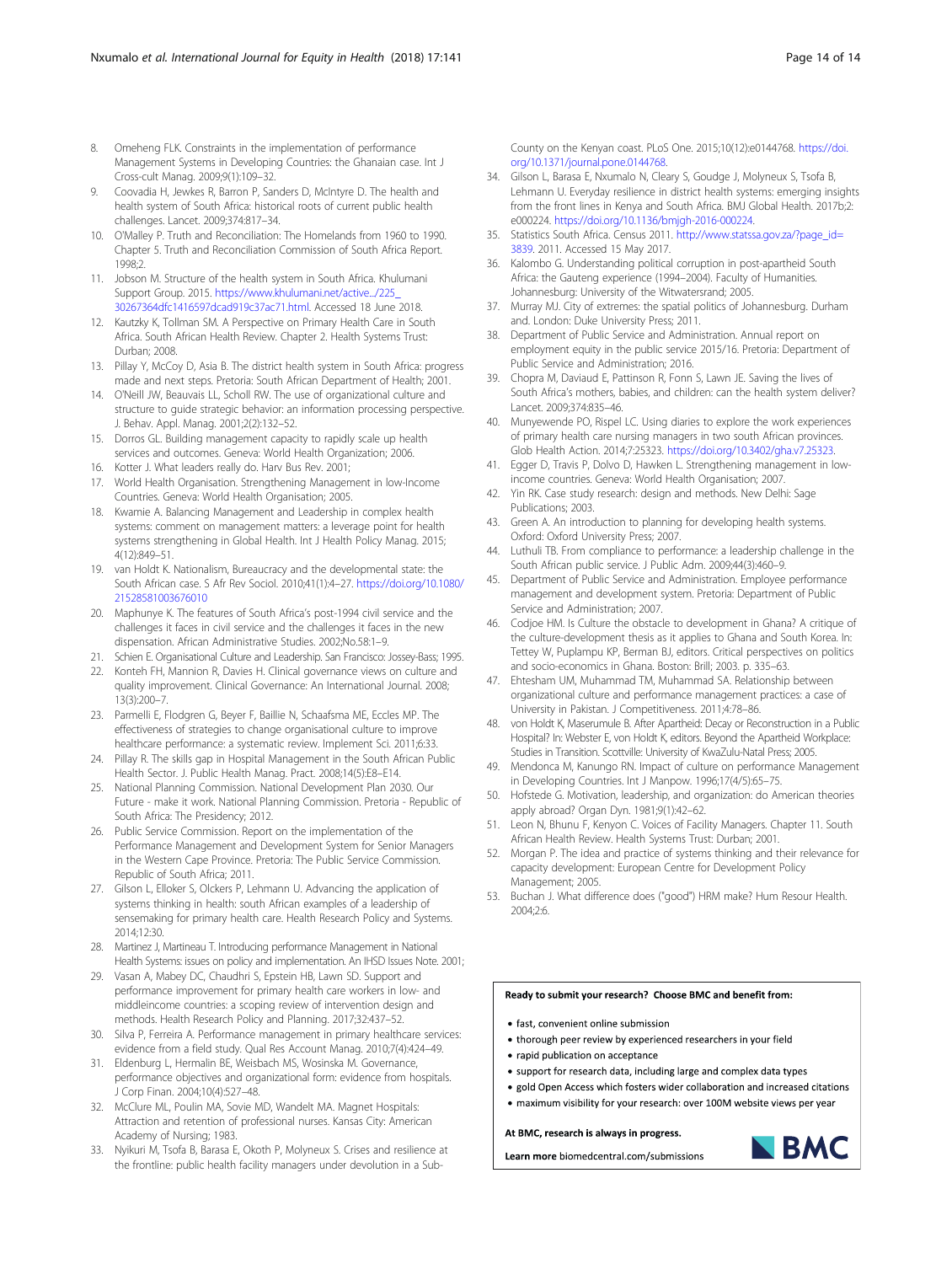8. Omeheng FLK. Constraints in the implementation of performance Management Systems in Developing Countries: the Ghanaian case. Int J Cross-cult Manag. 2009;9(1):109–32.
9. Coovadia H, Jewkes R, Barron P, Sanders D, McIntyre D. The health and health system of South Africa: historical roots of current public health challenges. Lancet. 2009;374:817–34.
10. O'Malley P. Truth and Reconciliation: The Homelands from 1960 to 1990. Chapter 5. Truth and Reconciliation Commission of South Africa Report. 1998;2.
11. Jobson M. Structure of the health system in South Africa. Khulumani Support Group. 2015. https://www.khulumani.net/active../225_30267364dfc1416597dcad919c37ac71.html. Accessed 18 June 2018.
12. Kautzky K, Tollman SM. A Perspective on Primary Health Care in South Africa. South African Health Review. Chapter 2. Health Systems Trust: Durban; 2008.
13. Pillay Y, McCoy D, Asia B. The district health system in South Africa: progress made and next steps. Pretoria: South African Department of Health; 2001.
14. O'Neill JW, Beauvais LL, Scholl RW. The use of organizational culture and structure to guide strategic behavior: an information processing perspective. J. Behav. Appl. Manag. 2001;2(2):132–52.
15. Dorros GL. Building management capacity to rapidly scale up health services and outcomes. Geneva: World Health Organization; 2006.
16. Kotter J. What leaders really do. Harv Bus Rev. 2001;
17. World Health Organisation. Strengthening Management in low-Income Countries. Geneva: World Health Organisation; 2005.
18. Kwamie A. Balancing Management and Leadership in complex health systems: comment on management matters: a leverage point for health systems strengthening in Global Health. Int J Health Policy Manag. 2015; 4(12):849–51.
19. van Holdt K. Nationalism, Bureaucracy and the developmental state: the South African case. S Afr Rev Sociol. 2010;41(1):4–27. https://doi.org/10.1080/21528581003676010
20. Maphunye K. The features of South Africa's post-1994 civil service and the challenges it faces in civil service and the challenges it faces in the new dispensation. African Administrative Studies. 2002;No.58:1–9.
21. Schien E. Organisational Culture and Leadership. San Francisco: Jossey-Bass; 1995.
22. Konteh FH, Mannion R, Davies H. Clinical governance views on culture and quality improvement. Clinical Governance: An International Journal. 2008; 13(3):200–7.
23. Parmelli E, Flodgren G, Beyer F, Baillie N, Schaafsma ME, Eccles MP. The effectiveness of strategies to change organisational culture to improve healthcare performance: a systematic review. Implement Sci. 2011;6:33.
24. Pillay R. The skills gap in Hospital Management in the South African Public Health Sector. J. Public Health Manag. Pract. 2008;14(5):E8–E14.
25. National Planning Commission. National Development Plan 2030. Our Future - make it work. National Planning Commission. Pretoria - Republic of South Africa: The Presidency; 2012.
26. Public Service Commission. Report on the implementation of the Performance Management and Development System for Senior Managers in the Western Cape Province. Pretoria: The Public Service Commission. Republic of South Africa; 2011.
27. Gilson L, Elloker S, Olckers P, Lehmann U. Advancing the application of systems thinking in health: south African examples of a leadership of sensemaking for primary health care. Health Research Policy and Systems. 2014;12:30.
28. Martinez J, Martineau T. Introducing performance Management in National Health Systems: issues on policy and implementation. An IHSD Issues Note. 2001;
29. Vasan A, Mabey DC, Chaudhri S, Epstein HB, Lawn SD. Support and performance improvement for primary health care workers in low- and middleincome countries: a scoping review of intervention design and methods. Health Research Policy and Planning. 2017;32:437–52.
30. Silva P, Ferreira A. Performance management in primary healthcare services: evidence from a field study. Qual Res Account Manag. 2010;7(4):424–49.
31. Eldenburg L, Hermalin BE, Weisbach MS, Wosinska M. Governance, performance objectives and organizational form: evidence from hospitals. J Corp Finan. 2004;10(4):527–48.
32. McClure ML, Poulin MA, Sovie MD, Wandelt MA. Magnet Hospitals: Attraction and retention of professional nurses. Kansas City: American Academy of Nursing; 1983.
33. Nyikuri M, Tsofa B, Barasa E, Okoth P, Molyneux S. Crises and resilience at the frontline: public health facility managers under devolution in a Sub-County on the Kenyan coast. PLoS One. 2015;10(12):e0144768. https://doi.org/10.1371/journal.pone.0144768.
34. Gilson L, Barasa E, Nxumalo N, Cleary S, Goudge J, Molyneux S, Tsofa B, Lehmann U. Everyday resilience in district health systems: emerging insights from the front lines in Kenya and South Africa. BMJ Global Health. 2017b;2: e000224. https://doi.org/10.1136/bmjgh-2016-000224.
35. Statistics South Africa. Census 2011. http://www.statssa.gov.za/?page_id=3839. 2011. Accessed 15 May 2017.
36. Kalombo G. Understanding political corruption in post-apartheid South Africa: the Gauteng experience (1994–2004). Faculty of Humanities. Johannesburg: University of the Witwatersrand; 2005.
37. Murray MJ. City of extremes: the spatial politics of Johannesburg. Durham and. London: Duke University Press; 2011.
38. Department of Public Service and Administration. Annual report on employment equity in the public service 2015/16. Pretoria: Department of Public Service and Administration; 2016.
39. Chopra M, Daviaud E, Pattinson R, Fonn S, Lawn JE. Saving the lives of South Africa's mothers, babies, and children: can the health system deliver? Lancet. 2009;374:835–46.
40. Munyewende PO, Rispel LC. Using diaries to explore the work experiences of primary health care nursing managers in two south African provinces. Glob Health Action. 2014;7:25323. https://doi.org/10.3402/gha.v7.25323.
41. Egger D, Travis P, Dolvo D, Hawken L. Strengthening management in low-income countries. Geneva: World Health Organisation; 2007.
42. Yin RK. Case study research: design and methods. New Delhi: Sage Publications; 2003.
43. Green A. An introduction to planning for developing health systems. Oxford: Oxford University Press; 2007.
44. Luthuli TB. From compliance to performance: a leadership challenge in the South African public service. J Public Adm. 2009;44(3):460–9.
45. Department of Public Service and Administration. Employee performance management and development system. Pretoria: Department of Public Service and Administration; 2007.
46. Codjoe HM. Is Culture the obstacle to development in Ghana? A critique of the culture-development thesis as it applies to Ghana and South Korea. In: Tettey W, Puplampu KP, Berman BJ, editors. Critical perspectives on politics and socio-economics in Ghana. Boston: Brill; 2003. p. 335–63.
47. Ehtesham UM, Muhammad TM, Muhammad SA. Relationship between organizational culture and performance management practices: a case of University in Pakistan. J Competitiveness. 2011;4:78–86.
48. von Holdt K, Maserumule B. After Apartheid: Decay or Reconstruction in a Public Hospital? In: Webster E, von Holdt K, editors. Beyond the Apartheid Workplace: Studies in Transition. Scottville: University of KwaZulu-Natal Press; 2005.
49. Mendonca M, Kanungo RN. Impact of culture on performance Management in Developing Countries. Int J Manpow. 1996;17(4/5):65–75.
50. Hofstede G. Motivation, leadership, and organization: do American theories apply abroad? Organ Dyn. 1981;9(1):42–62.
51. Leon N, Bhunu F, Kenyon C. Voices of Facility Managers. Chapter 11. South African Health Review. Health Systems Trust: Durban; 2001.
52. Morgan P. The idea and practice of systems thinking and their relevance for capacity development: European Centre for Development Policy Management; 2005.
53. Buchan J. What difference does ("good") HRM make? Hum Resour Health. 2004;2:6.